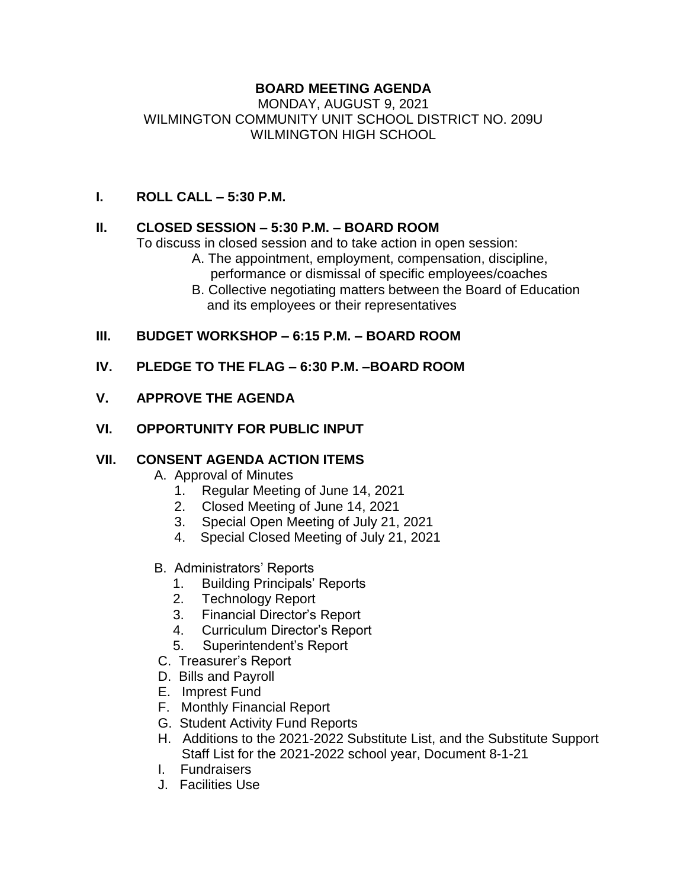# BOARD MEETING AGENDA

MONDAY, AUGUST 9, 2021
WILMINGTON COMMUNITY UNIT SCHOOL DISTRICT NO. 209U
WILMINGTON HIGH SCHOOL

## I. ROLL CALL – 5:30 P.M.

## II. CLOSED SESSION – 5:30 P.M. – BOARD ROOM

To discuss in closed session and to take action in open session:

A. The appointment, employment, compensation, discipline, performance or dismissal of specific employees/coaches

B. Collective negotiating matters between the Board of Education and its employees or their representatives

## III. BUDGET WORKSHOP – 6:15 P.M. – BOARD ROOM

## IV. PLEDGE TO THE FLAG – 6:30 P.M. –BOARD ROOM

## V. APPROVE THE AGENDA

## VI. OPPORTUNITY FOR PUBLIC INPUT

## VII. CONSENT AGENDA ACTION ITEMS

A. Approval of Minutes
   1. Regular Meeting of June 14, 2021
   2. Closed Meeting of June 14, 2021
   3. Special Open Meeting of July 21, 2021
   4. Special Closed Meeting of July 21, 2021

B. Administrators' Reports
   1. Building Principals' Reports
   2. Technology Report
   3. Financial Director's Report
   4. Curriculum Director's Report
   5. Superintendent's Report

C. Treasurer's Report

D. Bills and Payroll

E. Imprest Fund

F. Monthly Financial Report

G. Student Activity Fund Reports

H. Additions to the 2021-2022 Substitute List, and the Substitute Support Staff List for the 2021-2022 school year, Document 8-1-21

I. Fundraisers

J. Facilities Use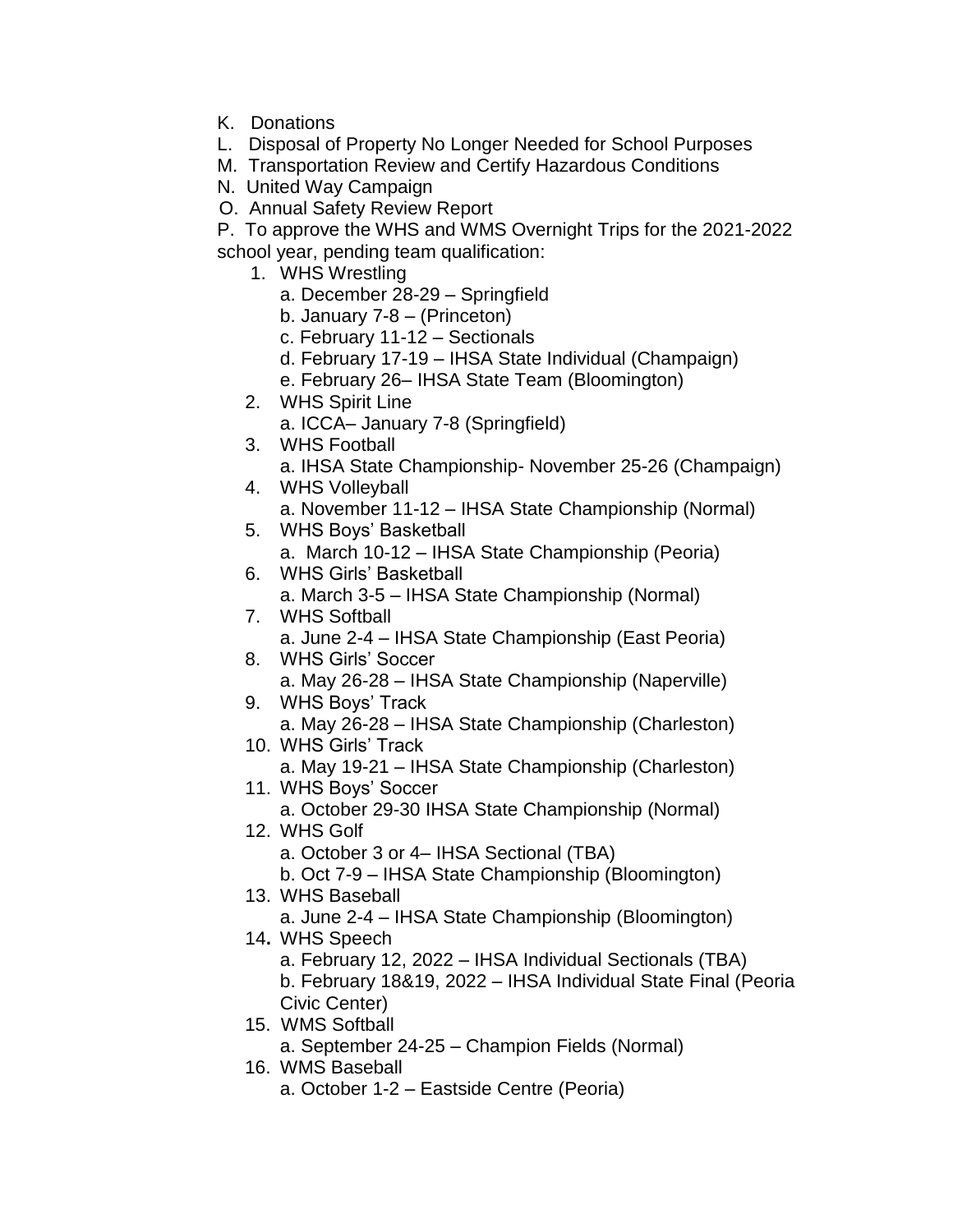K. Donations

L. Disposal of Property No Longer Needed for School Purposes

M. Transportation Review and Certify Hazardous Conditions

N. United Way Campaign

O. Annual Safety Review Report

P. To approve the WHS and WMS Overnight Trips for the 2021-2022 school year, pending team qualification:

1. WHS Wrestling
   a. December 28-29 – Springfield
   b. January 7-8 – (Princeton)
   c. February 11-12 – Sectionals
   d. February 17-19 – IHSA State Individual (Champaign)
   e. February 26– IHSA State Team (Bloomington)
2. WHS Spirit Line
   a. ICCA– January 7-8 (Springfield)
3. WHS Football
   a. IHSA State Championship- November 25-26 (Champaign)
4. WHS Volleyball
   a. November 11-12 – IHSA State Championship (Normal)
5. WHS Boys' Basketball
   a. March 10-12 – IHSA State Championship (Peoria)
6. WHS Girls' Basketball
   a. March 3-5 – IHSA State Championship (Normal)
7. WHS Softball
   a. June 2-4 – IHSA State Championship (East Peoria)
8. WHS Girls' Soccer
   a. May 26-28 – IHSA State Championship (Naperville)
9. WHS Boys' Track
   a. May 26-28 – IHSA State Championship (Charleston)
10. WHS Girls' Track
    a. May 19-21 – IHSA State Championship (Charleston)
11. WHS Boys' Soccer
    a. October 29-30 IHSA State Championship (Normal)
12. WHS Golf
    a. October 3 or 4– IHSA Sectional (TBA)
    b. Oct 7-9 – IHSA State Championship (Bloomington)
13. WHS Baseball
    a. June 2-4 – IHSA State Championship (Bloomington)
14. WHS Speech
    a. February 12, 2022 – IHSA Individual Sectionals (TBA)
    b. February 18&19, 2022 – IHSA Individual State Final (Peoria Civic Center)
15. WMS Softball
    a. September 24-25 – Champion Fields (Normal)
16. WMS Baseball
    a. October 1-2 – Eastside Centre (Peoria)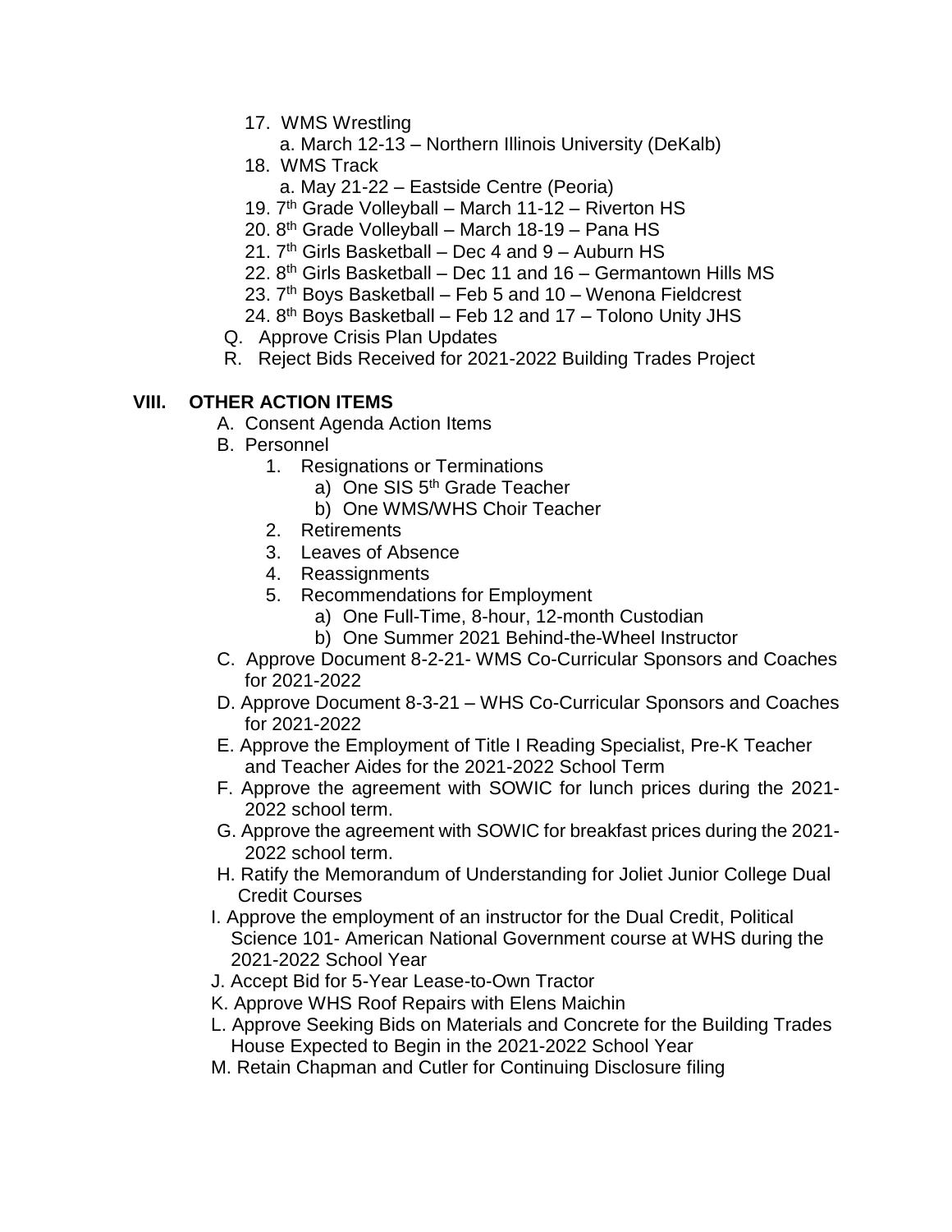17. WMS Wrestling
    a. March 12-13 – Northern Illinois University (DeKalb)
18. WMS Track
    a. May 21-22 – Eastside Centre (Peoria)
19. 7th Grade Volleyball – March 11-12 – Riverton HS
20. 8th Grade Volleyball – March 18-19 – Pana HS
21. 7th Girls Basketball – Dec 4 and 9 – Auburn HS
22. 8th Girls Basketball – Dec 11 and 16 – Germantown Hills MS
23. 7th Boys Basketball – Feb 5 and 10 – Wenona Fieldcrest
24. 8th Boys Basketball – Feb 12 and 17 – Tolono Unity JHS

Q. Approve Crisis Plan Updates

R. Reject Bids Received for 2021-2022 Building Trades Project

## VIII. OTHER ACTION ITEMS

A. Consent Agenda Action Items

B. Personnel
1. Resignations or Terminations
    a) One SIS 5th Grade Teacher
    b) One WMS/WHS Choir Teacher
2. Retirements
3. Leaves of Absence
4. Reassignments
5. Recommendations for Employment
    a) One Full-Time, 8-hour, 12-month Custodian
    b) One Summer 2021 Behind-the-Wheel Instructor

C. Approve Document 8-2-21- WMS Co-Curricular Sponsors and Coaches for 2021-2022

D. Approve Document 8-3-21 – WHS Co-Curricular Sponsors and Coaches for 2021-2022

E. Approve the Employment of Title I Reading Specialist, Pre-K Teacher and Teacher Aides for the 2021-2022 School Term

F. Approve the agreement with SOWIC for lunch prices during the 2021-2022 school term.

G. Approve the agreement with SOWIC for breakfast prices during the 2021-2022 school term.

H. Ratify the Memorandum of Understanding for Joliet Junior College Dual Credit Courses

I. Approve the employment of an instructor for the Dual Credit, Political Science 101- American National Government course at WHS during the 2021-2022 School Year

J. Accept Bid for 5-Year Lease-to-Own Tractor

K. Approve WHS Roof Repairs with Elens Maichin

L. Approve Seeking Bids on Materials and Concrete for the Building Trades House Expected to Begin in the 2021-2022 School Year

M. Retain Chapman and Cutler for Continuing Disclosure filing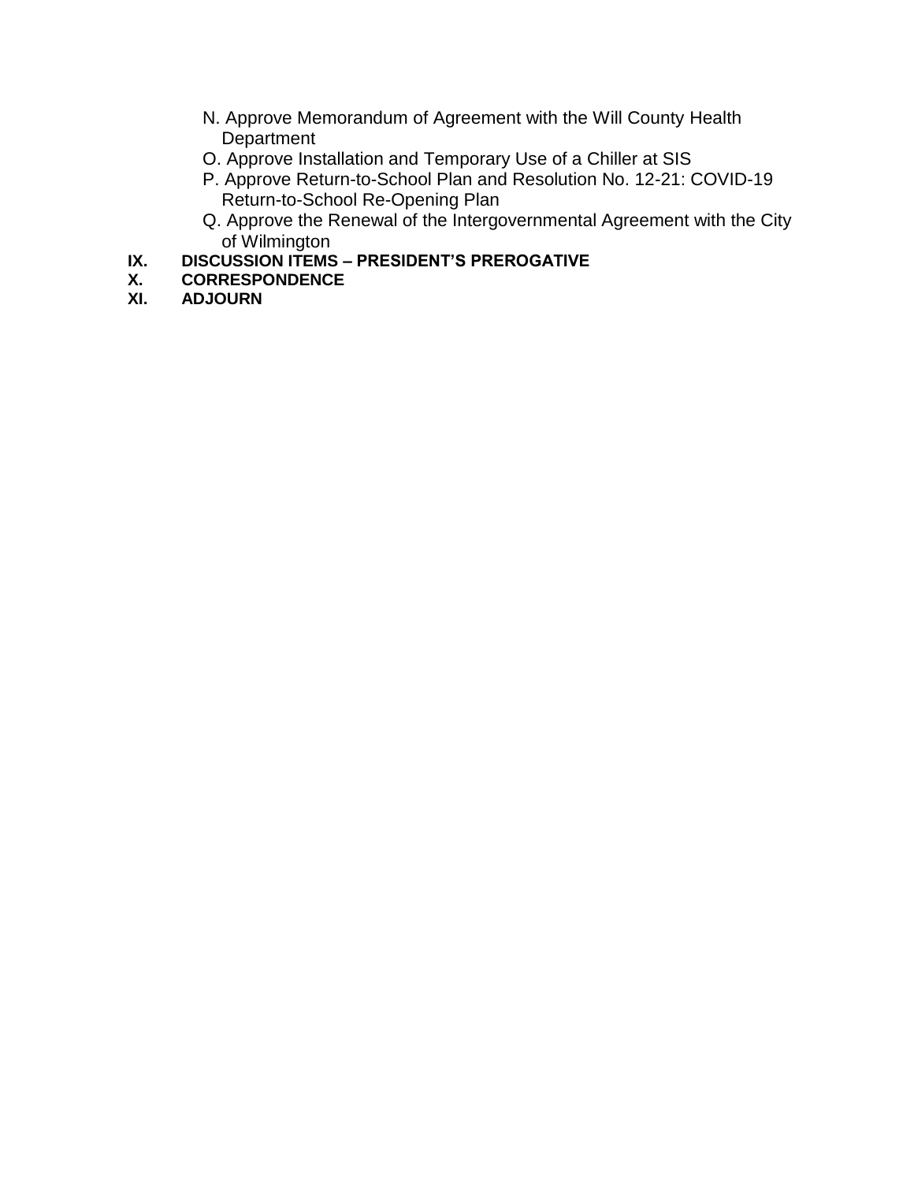N. Approve Memorandum of Agreement with the Will County Health Department

O. Approve Installation and Temporary Use of a Chiller at SIS

P. Approve Return-to-School Plan and Resolution No. 12-21: COVID-19 Return-to-School Re-Opening Plan

Q. Approve the Renewal of the Intergovernmental Agreement with the City of Wilmington

**IX. DISCUSSION ITEMS – PRESIDENT'S PREROGATIVE**

**X. CORRESPONDENCE**

**XI. ADJOURN**